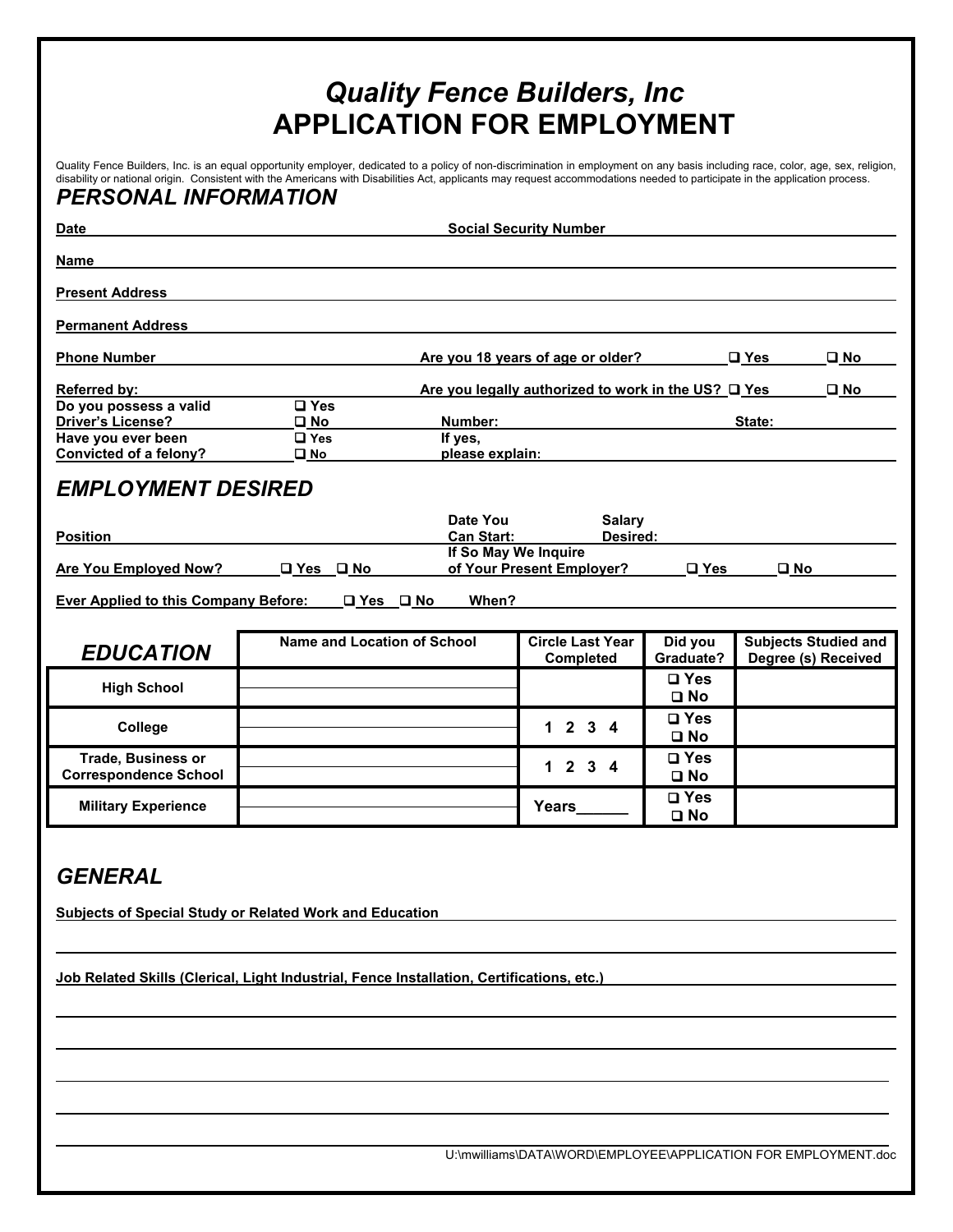# *Quality Fence Builders, Inc*
# APPLICATION FOR EMPLOYMENT

Quality Fence Builders, Inc. is an equal opportunity employer, dedicated to a policy of non-discrimination in employment on any basis including race, color, age, sex, religion, disability or national origin. Consistent with the Americans with Disabilities Act, applicants may request accommodations needed to participate in the application process.

## *PERSONAL INFORMATION*

**Date** \_\_\_\_\_\_\_\_\_\_\_\_\_\_\_\_\_\_\_\_ **Social Security Number** \_\_\_\_\_\_\_\_\_\_\_\_\_\_\_\_\_\_\_\_

**Name** \_\_\_\_\_\_\_\_\_\_\_\_\_\_\_\_\_\_\_\_\_\_\_\_\_\_\_\_\_\_\_\_\_\_\_\_\_\_\_\_

**Present Address** \_\_\_\_\_\_\_\_\_\_\_\_\_\_\_\_\_\_\_\_\_\_\_\_\_\_\_\_\_\_\_\_\_\_\_\_\_\_\_\_

**Permanent Address** \_\_\_\_\_\_\_\_\_\_\_\_\_\_\_\_\_\_\_\_\_\_\_\_\_\_\_\_\_\_\_\_\_\_\_\_\_\_\_\_

**Phone Number** \_\_\_\_\_\_\_\_\_\_\_\_\_\_\_\_\_\_\_\_ **Are you 18 years of age or older?** ❑ Yes ❑ No

**Referred by:** \_\_\_\_\_\_\_\_\_\_\_\_\_\_\_\_\_\_\_\_ **Are you legally authorized to work in the US?** ❑ Yes ❑ No

**Do you possess a valid Driver's License?** ❑ Yes ❑ No **Number:** \_\_\_\_\_\_\_\_\_\_\_\_\_\_\_\_\_\_\_\_ **State:** \_\_\_\_\_\_\_\_\_\_

**Have you ever been Convicted of a felony?** ❑ Yes ❑ No **If yes, please explain:** \_\_\_\_\_\_\_\_\_\_\_\_\_\_\_\_\_\_\_\_

## *EMPLOYMENT DESIRED*

**Position** \_\_\_\_\_\_\_\_\_\_\_\_\_\_\_\_\_\_\_\_ **Date You Can Start:** \_\_\_\_\_\_\_\_\_\_ **Salary Desired:** \_\_\_\_\_\_\_\_\_\_

**Are You Employed Now?** ❑ Yes ❑ No **If So May We Inquire of Your Present Employer?** ❑ Yes ❑ No

**Ever Applied to this Company Before:** ❑ Yes ❑ No **When?** \_\_\_\_\_\_\_\_\_\_\_\_\_\_\_\_\_\_\_\_

| *EDUCATION* | Name and Location of School | Circle Last Year Completed | Did you Graduate? | Subjects Studied and Degree (s) Received |
|---|---|---|---|---|
| **High School** | | | ❑ Yes ❑ No | |
| **College** | | 1 2 3 4 | ❑ Yes ❑ No | |
| **Trade, Business or Correspondence School** | | 1 2 3 4 | ❑ Yes ❑ No | |
| **Military Experience** | | Years\_\_\_\_\_\_ | ❑ Yes ❑ No | |

## *GENERAL*

**Subjects of Special Study or Related Work and Education** \_\_\_\_\_\_\_\_\_\_\_\_\_\_\_\_\_\_\_\_

\_\_\_\_\_\_\_\_\_\_\_\_\_\_\_\_\_\_\_\_\_\_\_\_\_\_\_\_\_\_\_\_\_\_\_\_\_\_\_\_

**Job Related Skills (Clerical, Light Industrial, Fence Installation, Certifications, etc.)** \_\_\_\_\_\_\_\_\_\_\_\_\_\_\_\_\_\_\_\_

\_\_\_\_\_\_\_\_\_\_\_\_\_\_\_\_\_\_\_\_\_\_\_\_\_\_\_\_\_\_\_\_\_\_\_\_\_\_\_\_

\_\_\_\_\_\_\_\_\_\_\_\_\_\_\_\_\_\_\_\_\_\_\_\_\_\_\_\_\_\_\_\_\_\_\_\_\_\_\_\_

\_\_\_\_\_\_\_\_\_\_\_\_\_\_\_\_\_\_\_\_\_\_\_\_\_\_\_\_\_\_\_\_\_\_\_\_\_\_\_\_

\_\_\_\_\_\_\_\_\_\_\_\_\_\_\_\_\_\_\_\_\_\_\_\_\_\_\_\_\_\_\_\_\_\_\_\_\_\_\_\_

\_\_\_\_\_\_\_\_\_\_\_\_\_\_\_\_\_\_\_\_\_\_\_\_\_\_\_\_\_\_\_\_\_\_\_\_\_\_\_\_

U:\mwilliams\DATA\WORD\EMPLOYEE\APPLICATION FOR EMPLOYMENT.doc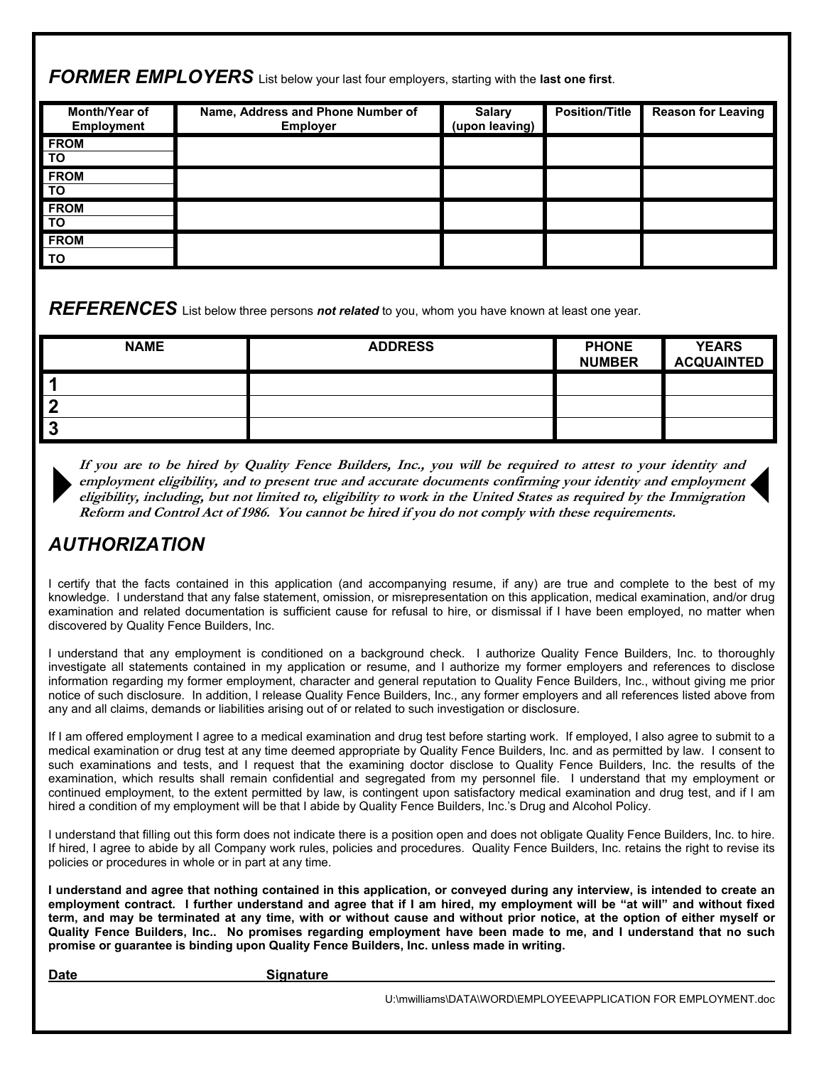## *FORMER EMPLOYERS* List below your last four employers, starting with the **last one first**.

| Month/Year of Employment | Name, Address and Phone Number of Employer | Salary (upon leaving) | Position/Title | Reason for Leaving |
|---|---|---|---|---|
| FROM<br>TO | | | | |
| FROM<br>TO | | | | |
| FROM<br>TO | | | | |
| FROM<br>TO | | | | |

## *REFERENCES* List below three persons ***not related*** to you, whom you have known at least one year.

| NAME | ADDRESS | PHONE NUMBER | YEARS ACQUAINTED |
|---|---|---|---|
| 1 | | | |
| 2 | | | |
| 3 | | | |

***If you are to be hired by Quality Fence Builders, Inc., you will be required to attest to your identity and employment eligibility, and to present true and accurate documents confirming your identity and employment eligibility, including, but not limited to, eligibility to work in the United States as required by the Immigration Reform and Control Act of 1986. You cannot be hired if you do not comply with these requirements.***

## *AUTHORIZATION*

I certify that the facts contained in this application (and accompanying resume, if any) are true and complete to the best of my knowledge. I understand that any false statement, omission, or misrepresentation on this application, medical examination, and/or drug examination and related documentation is sufficient cause for refusal to hire, or dismissal if I have been employed, no matter when discovered by Quality Fence Builders, Inc.

I understand that any employment is conditioned on a background check. I authorize Quality Fence Builders, Inc. to thoroughly investigate all statements contained in my application or resume, and I authorize my former employers and references to disclose information regarding my former employment, character and general reputation to Quality Fence Builders, Inc., without giving me prior notice of such disclosure. In addition, I release Quality Fence Builders, Inc., any former employers and all references listed above from any and all claims, demands or liabilities arising out of or related to such investigation or disclosure.

If I am offered employment I agree to a medical examination and drug test before starting work. If employed, I also agree to submit to a medical examination or drug test at any time deemed appropriate by Quality Fence Builders, Inc. and as permitted by law. I consent to such examinations and tests, and I request that the examining doctor disclose to Quality Fence Builders, Inc. the results of the examination, which results shall remain confidential and segregated from my personnel file. I understand that my employment or continued employment, to the extent permitted by law, is contingent upon satisfactory medical examination and drug test, and if I am hired a condition of my employment will be that I abide by Quality Fence Builders, Inc.'s Drug and Alcohol Policy.

I understand that filling out this form does not indicate there is a position open and does not obligate Quality Fence Builders, Inc. to hire. If hired, I agree to abide by all Company work rules, policies and procedures. Quality Fence Builders, Inc. retains the right to revise its policies or procedures in whole or in part at any time.

**I understand and agree that nothing contained in this application, or conveyed during any interview, is intended to create an employment contract. I further understand and agree that if I am hired, my employment will be "at will" and without fixed term, and may be terminated at any time, with or without cause and without prior notice, at the option of either myself or Quality Fence Builders, Inc.. No promises regarding employment have been made to me, and I understand that no such promise or guarantee is binding upon Quality Fence Builders, Inc. unless made in writing.**

**Date**\_\_\_\_\_\_\_\_\_\_\_\_\_\_\_\_\_\_\_\_ **Signature**\_\_\_\_\_\_\_\_\_\_\_\_\_\_\_\_\_\_\_\_\_\_\_\_\_\_\_\_\_\_\_\_\_\_\_\_\_\_\_\_\_\_\_\_

U:\mwilliams\DATA\WORD\EMPLOYEE\APPLICATION FOR EMPLOYMENT.doc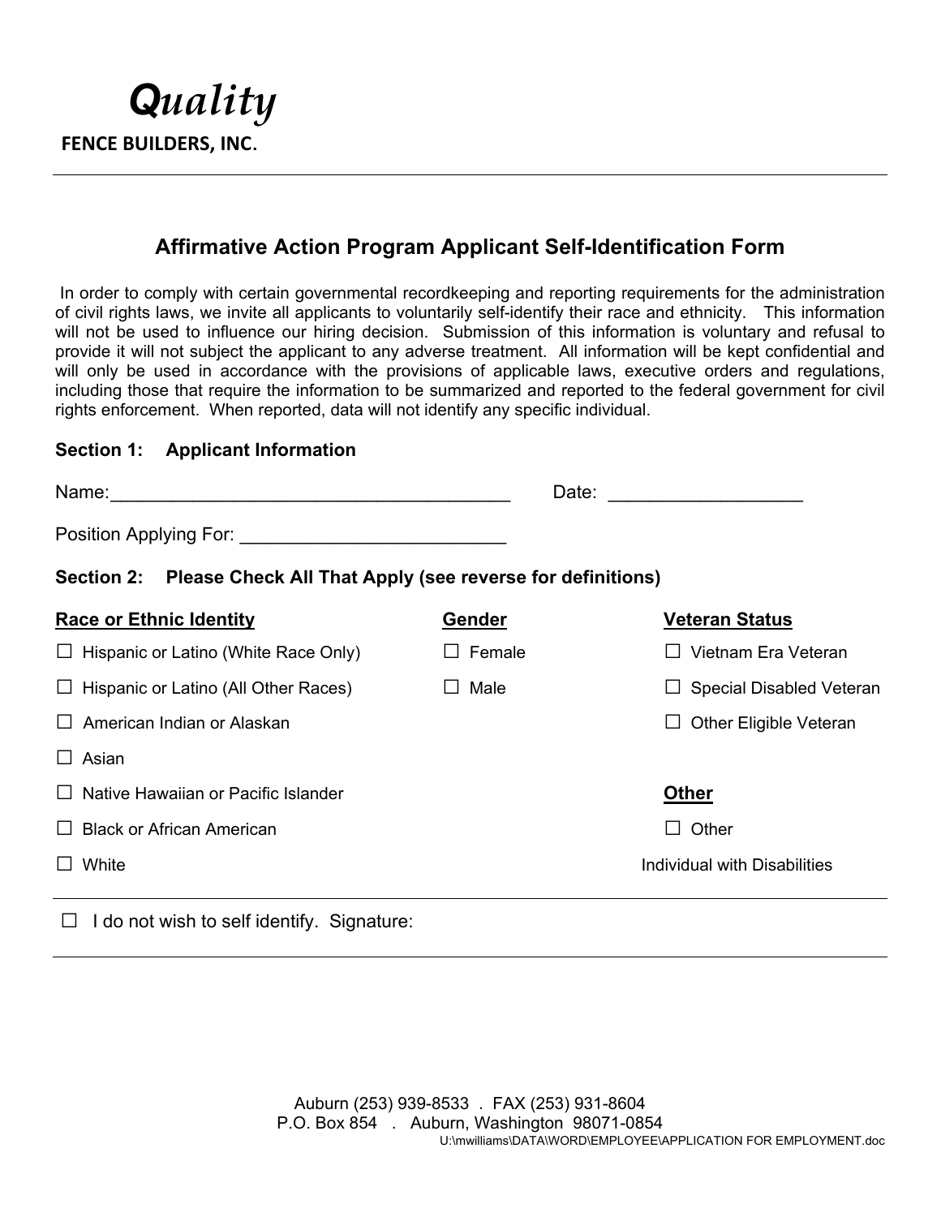*Quality*

**FENCE BUILDERS, INC.**

---

## Affirmative Action Program Applicant Self-Identification Form

In order to comply with certain governmental recordkeeping and reporting requirements for the administration of civil rights laws, we invite all applicants to voluntarily self-identify their race and ethnicity. This information will not be used to influence our hiring decision. Submission of this information is voluntary and refusal to provide it will not subject the applicant to any adverse treatment. All information will be kept confidential and will only be used in accordance with the provisions of applicable laws, executive orders and regulations, including those that require the information to be summarized and reported to the federal government for civil rights enforcement. When reported, data will not identify any specific individual.

**Section 1: Applicant Information**

Name:________________________________________ Date: ___________________

Position Applying For: __________________________

**Section 2: Please Check All That Apply (see reverse for definitions)**

**Race or Ethnic Identity**

- ☐ Hispanic or Latino (White Race Only)
- ☐ Hispanic or Latino (All Other Races)
- ☐ American Indian or Alaskan
- ☐ Asian
- ☐ Native Hawaiian or Pacific Islander
- ☐ Black or African American
- ☐ White

**Gender**

- ☐ Female
- ☐ Male

**Veteran Status**

- ☐ Vietnam Era Veteran
- ☐ Special Disabled Veteran
- ☐ Other Eligible Veteran

**Other**

- ☐ Other

Individual with Disabilities

---

☐ I do not wish to self identify. Signature:

---

Auburn (253) 939-8533 . FAX (253) 931-8604
P.O. Box 854 . Auburn, Washington 98071-0854

U:\mwilliams\DATA\WORD\EMPLOYEE\APPLICATION FOR EMPLOYMENT.doc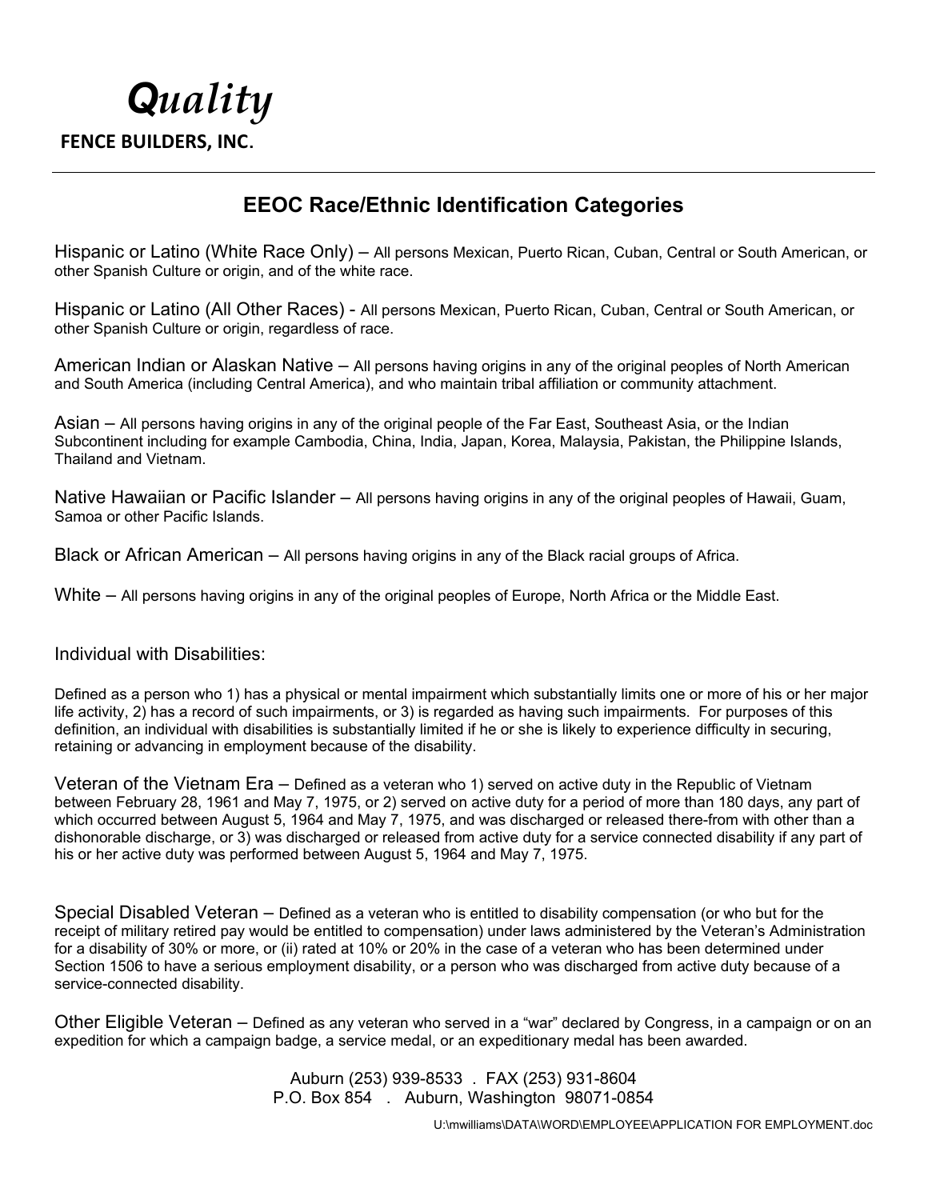***Quality***

**FENCE BUILDERS, INC.**

---

## EEOC Race/Ethnic Identification Categories

Hispanic or Latino (White Race Only) – All persons Mexican, Puerto Rican, Cuban, Central or South American, or other Spanish Culture or origin, and of the white race.

Hispanic or Latino (All Other Races) - All persons Mexican, Puerto Rican, Cuban, Central or South American, or other Spanish Culture or origin, regardless of race.

American Indian or Alaskan Native – All persons having origins in any of the original peoples of North American and South America (including Central America), and who maintain tribal affiliation or community attachment.

Asian – All persons having origins in any of the original people of the Far East, Southeast Asia, or the Indian Subcontinent including for example Cambodia, China, India, Japan, Korea, Malaysia, Pakistan, the Philippine Islands, Thailand and Vietnam.

Native Hawaiian or Pacific Islander – All persons having origins in any of the original peoples of Hawaii, Guam, Samoa or other Pacific Islands.

Black or African American – All persons having origins in any of the Black racial groups of Africa.

White – All persons having origins in any of the original peoples of Europe, North Africa or the Middle East.

Individual with Disabilities:

Defined as a person who 1) has a physical or mental impairment which substantially limits one or more of his or her major life activity, 2) has a record of such impairments, or 3) is regarded as having such impairments. For purposes of this definition, an individual with disabilities is substantially limited if he or she is likely to experience difficulty in securing, retaining or advancing in employment because of the disability.

Veteran of the Vietnam Era – Defined as a veteran who 1) served on active duty in the Republic of Vietnam between February 28, 1961 and May 7, 1975, or 2) served on active duty for a period of more than 180 days, any part of which occurred between August 5, 1964 and May 7, 1975, and was discharged or released there-from with other than a dishonorable discharge, or 3) was discharged or released from active duty for a service connected disability if any part of his or her active duty was performed between August 5, 1964 and May 7, 1975.

Special Disabled Veteran – Defined as a veteran who is entitled to disability compensation (or who but for the receipt of military retired pay would be entitled to compensation) under laws administered by the Veteran's Administration for a disability of 30% or more, or (ii) rated at 10% or 20% in the case of a veteran who has been determined under Section 1506 to have a serious employment disability, or a person who was discharged from active duty because of a service-connected disability.

Other Eligible Veteran – Defined as any veteran who served in a "war" declared by Congress, in a campaign or on an expedition for which a campaign badge, a service medal, or an expeditionary medal has been awarded.

Auburn (253) 939-8533 . FAX (253) 931-8604
P.O. Box 854 . Auburn, Washington 98071-0854

U:\mwilliams\DATA\WORD\EMPLOYEE\APPLICATION FOR EMPLOYMENT.doc